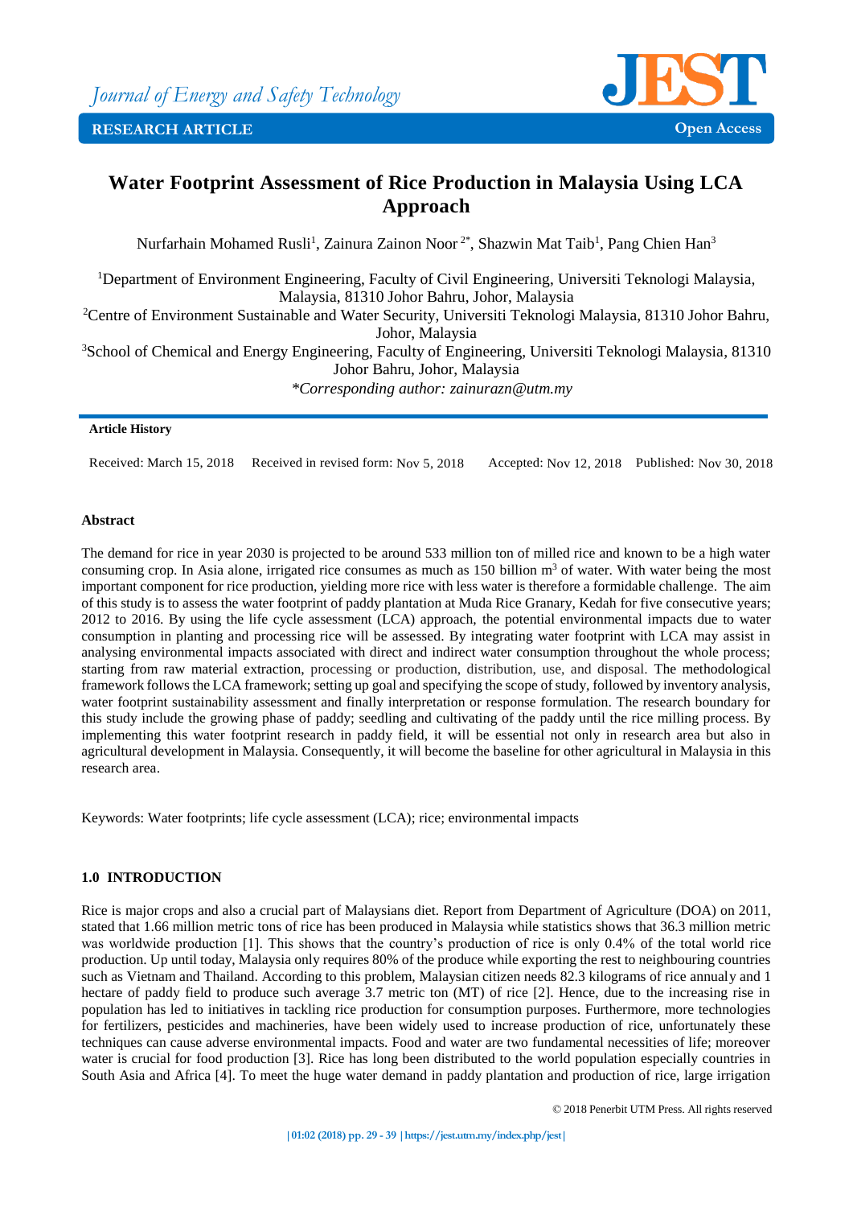# Water Footprint Assessment of Rice Production in Malaysia Using LCA Approach

Nurfarhain Mohamed Rusli[1], Zainura Zainon Noor[2*], Shazwin Mat Taib[1], Pang Chien Han[3]

[1]Department of Environment Engineering, Faculty of Civil Engineering, Universiti Teknologi Malaysia, Malaysia, 81310 Johor Bahru, Johor, Malaysia

[2]Centre of Environment Sustainable and Water Security, Universiti Teknologi Malaysia, 81310 Johor Bahru, Johor, Malaysia

[3]School of Chemical and Energy Engineering, Faculty of Engineering, Universiti Teknologi Malaysia, 81310 Johor Bahru, Johor, Malaysia

*Corresponding author: zainurazn@utm.my*

**Article History**

Received: March 15, 2018   Received in revised form: Nov 5, 2018   Accepted: Nov 12, 2018   Published: Nov 30, 2018

**Abstract**

The demand for rice in year 2030 is projected to be around 533 million ton of milled rice and known to be a high water consuming crop. In Asia alone, irrigated rice consumes as much as 150 billion $m^3$ of water. With water being the most important component for rice production, yielding more rice with less water is therefore a formidable challenge. The aim of this study is to assess the water footprint of paddy plantation at Muda Rice Granary, Kedah for five consecutive years; 2012 to 2016. By using the life cycle assessment (LCA) approach, the potential environmental impacts due to water consumption in planting and processing rice will be assessed. By integrating water footprint with LCA may assist in analysing environmental impacts associated with direct and indirect water consumption throughout the whole process; starting from raw material extraction, processing or production, distribution, use, and disposal. The methodological framework follows the LCA framework; setting up goal and specifying the scope of study, followed by inventory analysis, water footprint sustainability assessment and finally interpretation or response formulation. The research boundary for this study include the growing phase of paddy; seedling and cultivating of the paddy until the rice milling process. By implementing this water footprint research in paddy field, it will be essential not only in research area but also in agricultural development in Malaysia. Consequently, it will become the baseline for other agricultural in Malaysia in this research area.

Keywords: Water footprints; life cycle assessment (LCA); rice; environmental impacts

## 1.0 INTRODUCTION

Rice is major crops and also a crucial part of Malaysians diet. Report from Department of Agriculture (DOA) on 2011, stated that 1.66 million metric tons of rice has been produced in Malaysia while statistics shows that 36.3 million metric was worldwide production [1]. This shows that the country's production of rice is only 0.4% of the total world rice production. Up until today, Malaysia only requires 80% of the produce while exporting the rest to neighbouring countries such as Vietnam and Thailand. According to this problem, Malaysian citizen needs 82.3 kilograms of rice annualy and 1 hectare of paddy field to produce such average 3.7 metric ton (MT) of rice [2]. Hence, due to the increasing rise in population has led to initiatives in tackling rice production for consumption purposes. Furthermore, more technologies for fertilizers, pesticides and machineries, have been widely used to increase production of rice, unfortunately these techniques can cause adverse environmental impacts. Food and water are two fundamental necessities of life; moreover water is crucial for food production [3]. Rice has long been distributed to the world population especially countries in South Asia and Africa [4]. To meet the huge water demand in paddy plantation and production of rice, large irrigation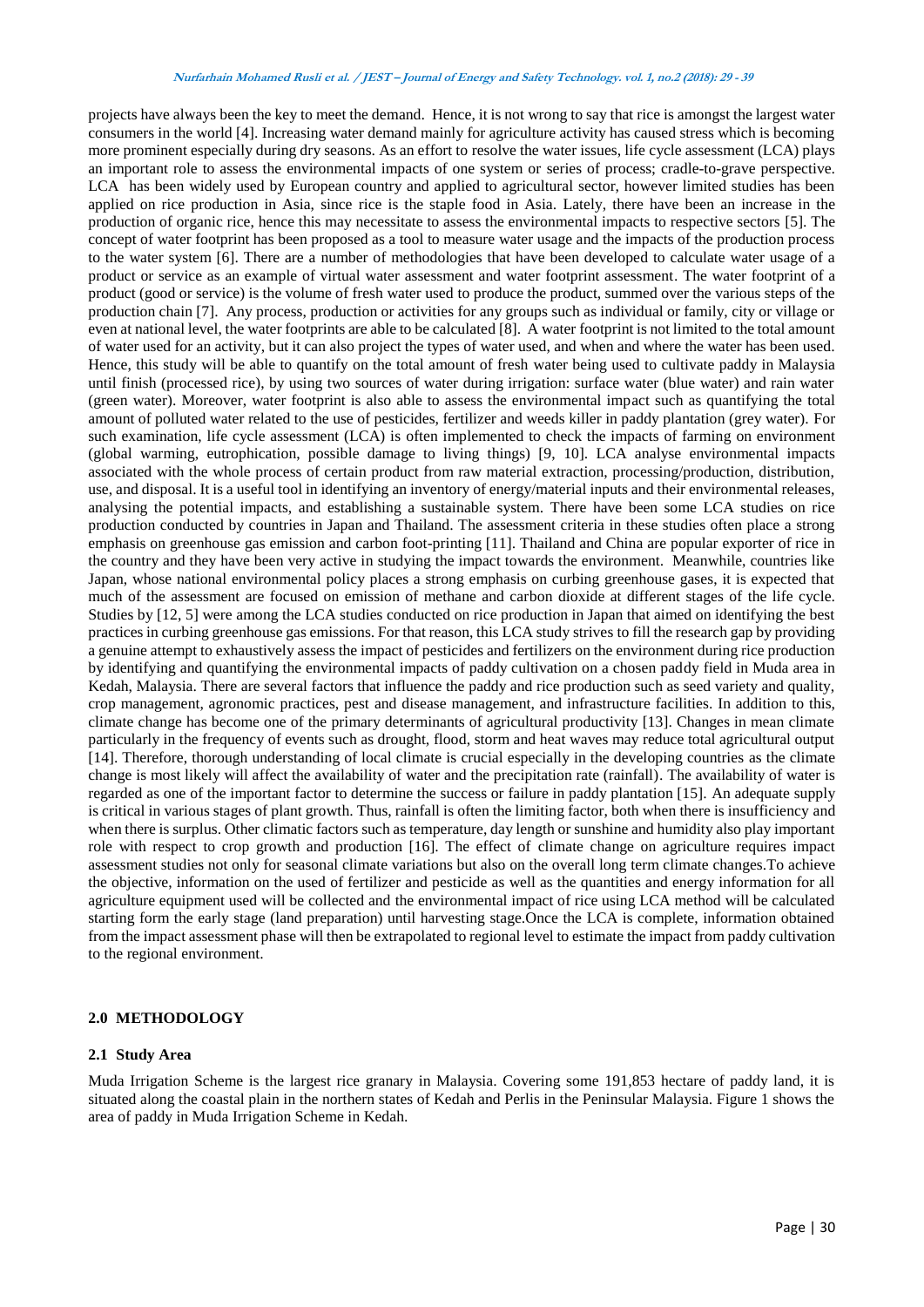projects have always been the key to meet the demand. Hence, it is not wrong to say that rice is amongst the largest water consumers in the world [4]. Increasing water demand mainly for agriculture activity has caused stress which is becoming more prominent especially during dry seasons. As an effort to resolve the water issues, life cycle assessment (LCA) plays an important role to assess the environmental impacts of one system or series of process; cradle-to-grave perspective. LCA has been widely used by European country and applied to agricultural sector, however limited studies has been applied on rice production in Asia, since rice is the staple food in Asia. Lately, there have been an increase in the production of organic rice, hence this may necessitate to assess the environmental impacts to respective sectors [5]. The concept of water footprint has been proposed as a tool to measure water usage and the impacts of the production process to the water system [6]. There are a number of methodologies that have been developed to calculate water usage of a product or service as an example of virtual water assessment and water footprint assessment. The water footprint of a product (good or service) is the volume of fresh water used to produce the product, summed over the various steps of the production chain [7]. Any process, production or activities for any groups such as individual or family, city or village or even at national level, the water footprints are able to be calculated [8]. A water footprint is not limited to the total amount of water used for an activity, but it can also project the types of water used, and when and where the water has been used. Hence, this study will be able to quantify on the total amount of fresh water being used to cultivate paddy in Malaysia until finish (processed rice), by using two sources of water during irrigation: surface water (blue water) and rain water (green water). Moreover, water footprint is also able to assess the environmental impact such as quantifying the total amount of polluted water related to the use of pesticides, fertilizer and weeds killer in paddy plantation (grey water). For such examination, life cycle assessment (LCA) is often implemented to check the impacts of farming on environment (global warming, eutrophication, possible damage to living things) [9, 10]. LCA analyse environmental impacts associated with the whole process of certain product from raw material extraction, processing/production, distribution, use, and disposal. It is a useful tool in identifying an inventory of energy/material inputs and their environmental releases, analysing the potential impacts, and establishing a sustainable system. There have been some LCA studies on rice production conducted by countries in Japan and Thailand. The assessment criteria in these studies often place a strong emphasis on greenhouse gas emission and carbon foot-printing [11]. Thailand and China are popular exporter of rice in the country and they have been very active in studying the impact towards the environment. Meanwhile, countries like Japan, whose national environmental policy places a strong emphasis on curbing greenhouse gases, it is expected that much of the assessment are focused on emission of methane and carbon dioxide at different stages of the life cycle. Studies by [12, 5] were among the LCA studies conducted on rice production in Japan that aimed on identifying the best practices in curbing greenhouse gas emissions. For that reason, this LCA study strives to fill the research gap by providing a genuine attempt to exhaustively assess the impact of pesticides and fertilizers on the environment during rice production by identifying and quantifying the environmental impacts of paddy cultivation on a chosen paddy field in Muda area in Kedah, Malaysia. There are several factors that influence the paddy and rice production such as seed variety and quality, crop management, agronomic practices, pest and disease management, and infrastructure facilities. In addition to this, climate change has become one of the primary determinants of agricultural productivity [13]. Changes in mean climate particularly in the frequency of events such as drought, flood, storm and heat waves may reduce total agricultural output [14]. Therefore, thorough understanding of local climate is crucial especially in the developing countries as the climate change is most likely will affect the availability of water and the precipitation rate (rainfall). The availability of water is regarded as one of the important factor to determine the success or failure in paddy plantation [15]. An adequate supply is critical in various stages of plant growth. Thus, rainfall is often the limiting factor, both when there is insufficiency and when there is surplus. Other climatic factors such as temperature, day length or sunshine and humidity also play important role with respect to crop growth and production [16]. The effect of climate change on agriculture requires impact assessment studies not only for seasonal climate variations but also on the overall long term climate changes.To achieve the objective, information on the used of fertilizer and pesticide as well as the quantities and energy information for all agriculture equipment used will be collected and the environmental impact of rice using LCA method will be calculated starting form the early stage (land preparation) until harvesting stage.Once the LCA is complete, information obtained from the impact assessment phase will then be extrapolated to regional level to estimate the impact from paddy cultivation to the regional environment.

## 2.0 METHODOLOGY

### 2.1 Study Area

Muda Irrigation Scheme is the largest rice granary in Malaysia. Covering some 191,853 hectare of paddy land, it is situated along the coastal plain in the northern states of Kedah and Perlis in the Peninsular Malaysia. Figure 1 shows the area of paddy in Muda Irrigation Scheme in Kedah.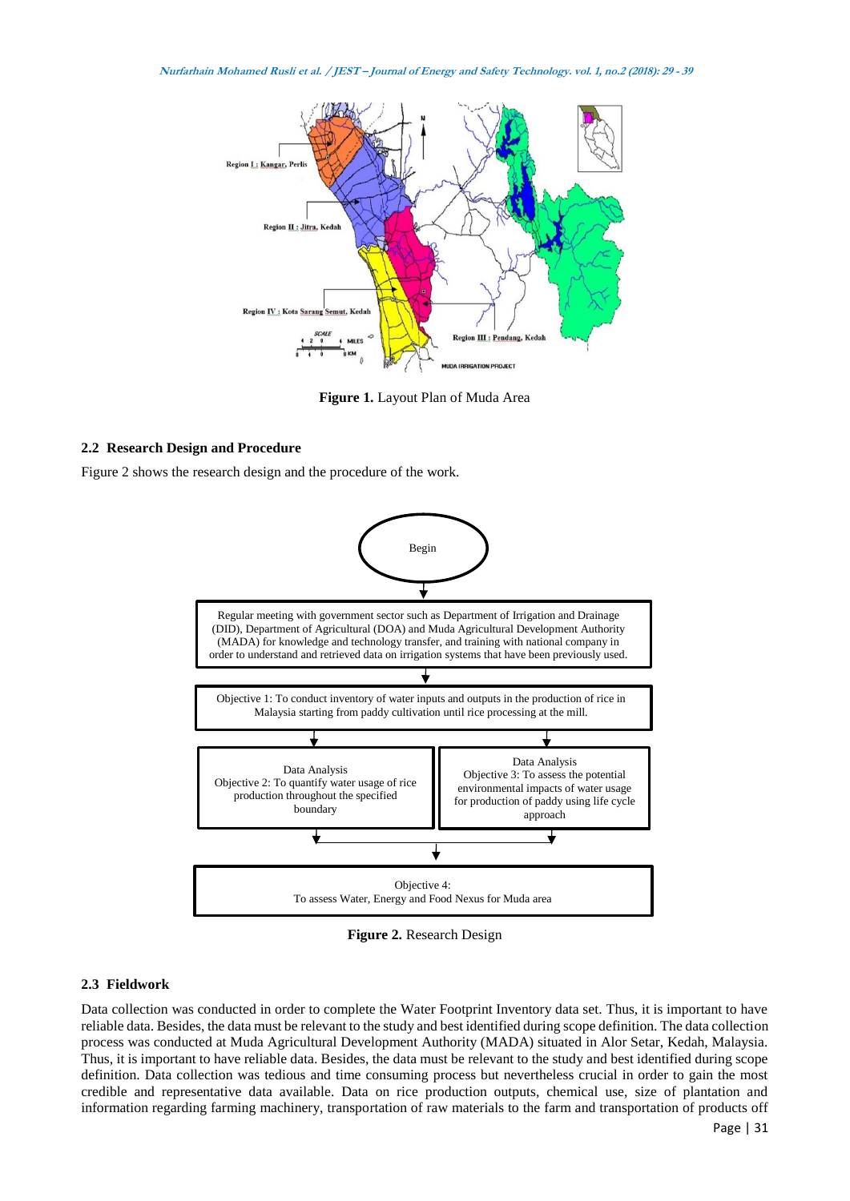**Figure 1.** Layout Plan of Muda Area

### 2.2 Research Design and Procedure

Figure 2 shows the research design and the procedure of the work.

Begin

Regular meeting with government sector such as Department of Irrigation and Drainage (DID), Department of Agricultural (DOA) and Muda Agricultural Development Authority (MADA) for knowledge and technology transfer, and training with national company in order to understand and retrieved data on irrigation systems that have been previously used.

Objective 1: To conduct inventory of water inputs and outputs in the production of rice in Malaysia starting from paddy cultivation until rice processing at the mill.

Data Analysis
Objective 2: To quantify water usage of rice production throughout the specified boundary

Data Analysis
Objective 3: To assess the potential environmental impacts of water usage for production of paddy using life cycle approach

Objective 4:
To assess Water, Energy and Food Nexus for Muda area

**Figure 2.** Research Design

### 2.3 Fieldwork

Data collection was conducted in order to complete the Water Footprint Inventory data set. Thus, it is important to have reliable data. Besides, the data must be relevant to the study and best identified during scope definition. The data collection process was conducted at Muda Agricultural Development Authority (MADA) situated in Alor Setar, Kedah, Malaysia. Thus, it is important to have reliable data. Besides, the data must be relevant to the study and best identified during scope definition. Data collection was tedious and time consuming process but nevertheless crucial in order to gain the most credible and representative data available. Data on rice production outputs, chemical use, size of plantation and information regarding farming machinery, transportation of raw materials to the farm and transportation of products off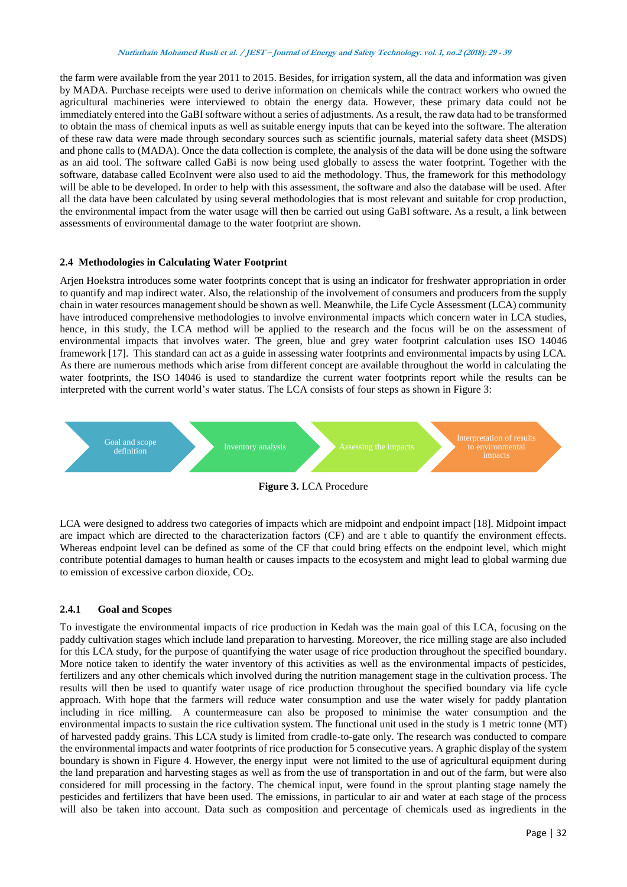the farm were available from the year 2011 to 2015. Besides, for irrigation system, all the data and information was given by MADA. Purchase receipts were used to derive information on chemicals while the contract workers who owned the agricultural machineries were interviewed to obtain the energy data. However, these primary data could not be immediately entered into the GaBI software without a series of adjustments. As a result, the raw data had to be transformed to obtain the mass of chemical inputs as well as suitable energy inputs that can be keyed into the software. The alteration of these raw data were made through secondary sources such as scientific journals, material safety data sheet (MSDS) and phone calls to (MADA). Once the data collection is complete, the analysis of the data will be done using the software as an aid tool. The software called GaBi is now being used globally to assess the water footprint. Together with the software, database called EcoInvent were also used to aid the methodology. Thus, the framework for this methodology will be able to be developed. In order to help with this assessment, the software and also the database will be used. After all the data have been calculated by using several methodologies that is most relevant and suitable for crop production, the environmental impact from the water usage will then be carried out using GaBI software. As a result, a link between assessments of environmental damage to the water footprint are shown.

### 2.4 Methodologies in Calculating Water Footprint

Arjen Hoekstra introduces some water footprints concept that is using an indicator for freshwater appropriation in order to quantify and map indirect water. Also, the relationship of the involvement of consumers and producers from the supply chain in water resources management should be shown as well. Meanwhile, the Life Cycle Assessment (LCA) community have introduced comprehensive methodologies to involve environmental impacts which concern water in LCA studies, hence, in this study, the LCA method will be applied to the research and the focus will be on the assessment of environmental impacts that involves water. The green, blue and grey water footprint calculation uses ISO 14046 framework [17]. This standard can act as a guide in assessing water footprints and environmental impacts by using LCA. As there are numerous methods which arise from different concept are available throughout the world in calculating the water footprints, the ISO 14046 is used to standardize the current water footprints report while the results can be interpreted with the current world's water status. The LCA consists of four steps as shown in Figure 3:

Goal and scope definition → Inventory analysis → Assessing the impacts → Interpretation of results to environmental impacts

**Figure 3.** LCA Procedure

LCA were designed to address two categories of impacts which are midpoint and endpoint impact [18]. Midpoint impact are impact which are directed to the characterization factors (CF) and are t able to quantify the environment effects. Whereas endpoint level can be defined as some of the CF that could bring effects on the endpoint level, which might contribute potential damages to human health or causes impacts to the ecosystem and might lead to global warming due to emission of excessive carbon dioxide, $CO_2$.

#### 2.4.1 Goal and Scopes

To investigate the environmental impacts of rice production in Kedah was the main goal of this LCA, focusing on the paddy cultivation stages which include land preparation to harvesting. Moreover, the rice milling stage are also included for this LCA study, for the purpose of quantifying the water usage of rice production throughout the specified boundary. More notice taken to identify the water inventory of this activities as well as the environmental impacts of pesticides, fertilizers and any other chemicals which involved during the nutrition management stage in the cultivation process. The results will then be used to quantify water usage of rice production throughout the specified boundary via life cycle approach. With hope that the farmers will reduce water consumption and use the water wisely for paddy plantation including in rice milling. A countermeasure can also be proposed to minimise the water consumption and the environmental impacts to sustain the rice cultivation system. The functional unit used in the study is 1 metric tonne (MT) of harvested paddy grains. This LCA study is limited from cradle-to-gate only. The research was conducted to compare the environmental impacts and water footprints of rice production for 5 consecutive years. A graphic display of the system boundary is shown in Figure 4. However, the energy input were not limited to the use of agricultural equipment during the land preparation and harvesting stages as well as from the use of transportation in and out of the farm, but were also considered for mill processing in the factory. The chemical input, were found in the sprout planting stage namely the pesticides and fertilizers that have been used. The emissions, in particular to air and water at each stage of the process will also be taken into account. Data such as composition and percentage of chemicals used as ingredients in the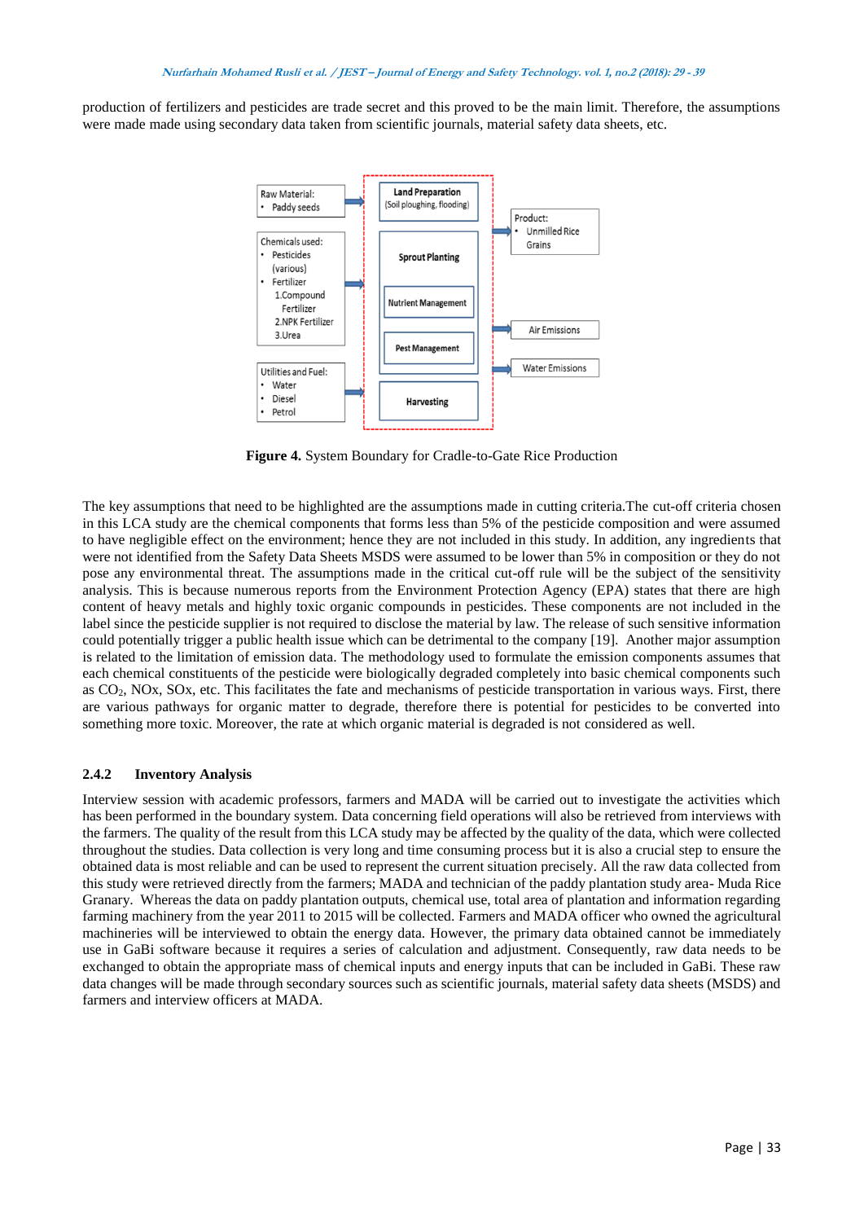production of fertilizers and pesticides are trade secret and this proved to be the main limit. Therefore, the assumptions were made made using secondary data taken from scientific journals, material safety data sheets, etc.

**Figure 4.** System Boundary for Cradle-to-Gate Rice Production

The key assumptions that need to be highlighted are the assumptions made in cutting criteria.The cut-off criteria chosen in this LCA study are the chemical components that forms less than 5% of the pesticide composition and were assumed to have negligible effect on the environment; hence they are not included in this study. In addition, any ingredients that were not identified from the Safety Data Sheets MSDS were assumed to be lower than 5% in composition or they do not pose any environmental threat. The assumptions made in the critical cut-off rule will be the subject of the sensitivity analysis. This is because numerous reports from the Environment Protection Agency (EPA) states that there are high content of heavy metals and highly toxic organic compounds in pesticides. These components are not included in the label since the pesticide supplier is not required to disclose the material by law. The release of such sensitive information could potentially trigger a public health issue which can be detrimental to the company [19]. Another major assumption is related to the limitation of emission data. The methodology used to formulate the emission components assumes that each chemical constituents of the pesticide were biologically degraded completely into basic chemical components such as $CO_2$, NOx, SOx, etc. This facilitates the fate and mechanisms of pesticide transportation in various ways. First, there are various pathways for organic matter to degrade, therefore there is potential for pesticides to be converted into something more toxic. Moreover, the rate at which organic material is degraded is not considered as well.

### 2.4.2 Inventory Analysis

Interview session with academic professors, farmers and MADA will be carried out to investigate the activities which has been performed in the boundary system. Data concerning field operations will also be retrieved from interviews with the farmers. The quality of the result from this LCA study may be affected by the quality of the data, which were collected throughout the studies. Data collection is very long and time consuming process but it is also a crucial step to ensure the obtained data is most reliable and can be used to represent the current situation precisely. All the raw data collected from this study were retrieved directly from the farmers; MADA and technician of the paddy plantation study area- Muda Rice Granary. Whereas the data on paddy plantation outputs, chemical use, total area of plantation and information regarding farming machinery from the year 2011 to 2015 will be collected. Farmers and MADA officer who owned the agricultural machineries will be interviewed to obtain the energy data. However, the primary data obtained cannot be immediately use in GaBi software because it requires a series of calculation and adjustment. Consequently, raw data needs to be exchanged to obtain the appropriate mass of chemical inputs and energy inputs that can be included in GaBi. These raw data changes will be made through secondary sources such as scientific journals, material safety data sheets (MSDS) and farmers and interview officers at MADA.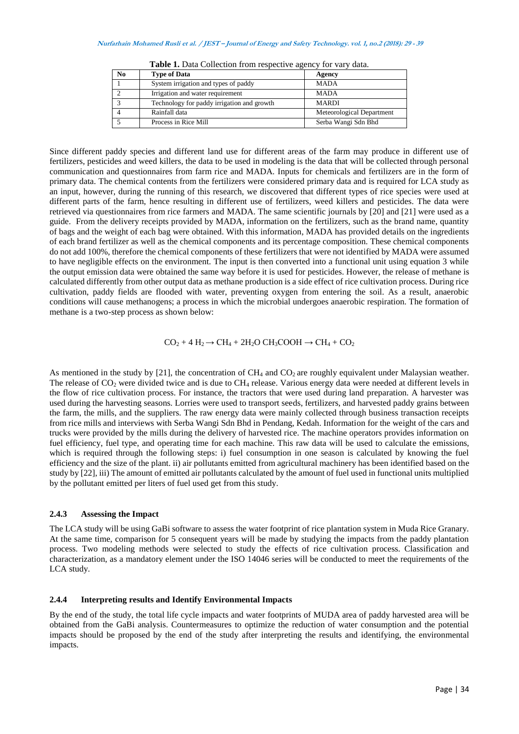**Table 1.** Data Collection from respective agency for vary data.

| No | Type of Data | Agency |
| --- | --- | --- |
| 1 | System irrigation and types of paddy | MADA |
| 2 | Irrigation and water requirement | MADA |
| 3 | Technology for paddy irrigation and growth | MARDI |
| 4 | Rainfall data | Meteorological Department |
| 5 | Process in Rice Mill | Serba Wangi Sdn Bhd |

Since different paddy species and different land use for different areas of the farm may produce in different use of fertilizers, pesticides and weed killers, the data to be used in modeling is the data that will be collected through personal communication and questionnaires from farm rice and MADA. Inputs for chemicals and fertilizers are in the form of primary data. The chemical contents from the fertilizers were considered primary data and is required for LCA study as an input, however, during the running of this research, we discovered that different types of rice species were used at different parts of the farm, hence resulting in different use of fertilizers, weed killers and pesticides. The data were retrieved via questionnaires from rice farmers and MADA. The same scientific journals by [20] and [21] were used as a guide. From the delivery receipts provided by MADA, information on the fertilizers, such as the brand name, quantity of bags and the weight of each bag were obtained. With this information, MADA has provided details on the ingredients of each brand fertilizer as well as the chemical components and its percentage composition. These chemical components do not add 100%, therefore the chemical components of these fertilizers that were not identified by MADA were assumed to have negligible effects on the environment. The input is then converted into a functional unit using equation 3 while the output emission data were obtained the same way before it is used for pesticides. However, the release of methane is calculated differently from other output data as methane production is a side effect of rice cultivation process. During rice cultivation, paddy fields are flooded with water, preventing oxygen from entering the soil. As a result, anaerobic conditions will cause methanogens; a process in which the microbial undergoes anaerobic respiration. The formation of methane is a two-step process as shown below:

$$CO_2 + 4\,H_2 \rightarrow CH_4 + 2H_2O \quad CH_3COOH \rightarrow CH_4 + CO_2$$

As mentioned in the study by [21], the concentration of $CH_4$ and $CO_2$ are roughly equivalent under Malaysian weather. The release of $CO_2$ were divided twice and is due to $CH_4$ release. Various energy data were needed at different levels in the flow of rice cultivation process. For instance, the tractors that were used during land preparation. A harvester was used during the harvesting seasons. Lorries were used to transport seeds, fertilizers, and harvested paddy grains between the farm, the mills, and the suppliers. The raw energy data were mainly collected through business transaction receipts from rice mills and interviews with Serba Wangi Sdn Bhd in Pendang, Kedah. Information for the weight of the cars and trucks were provided by the mills during the delivery of harvested rice. The machine operators provides information on fuel efficiency, fuel type, and operating time for each machine. This raw data will be used to calculate the emissions, which is required through the following steps: i) fuel consumption in one season is calculated by knowing the fuel efficiency and the size of the plant. ii) air pollutants emitted from agricultural machinery has been identified based on the study by [22], iii) The amount of emitted air pollutants calculated by the amount of fuel used in functional units multiplied by the pollutant emitted per liters of fuel used get from this study.

### 2.4.3 Assessing the Impact

The LCA study will be using GaBi software to assess the water footprint of rice plantation system in Muda Rice Granary. At the same time, comparison for 5 consequent years will be made by studying the impacts from the paddy plantation process. Two modeling methods were selected to study the effects of rice cultivation process. Classification and characterization, as a mandatory element under the ISO 14046 series will be conducted to meet the requirements of the LCA study.

### 2.4.4 Interpreting results and Identify Environmental Impacts

By the end of the study, the total life cycle impacts and water footprints of MUDA area of paddy harvested area will be obtained from the GaBi analysis. Countermeasures to optimize the reduction of water consumption and the potential impacts should be proposed by the end of the study after interpreting the results and identifying, the environmental impacts.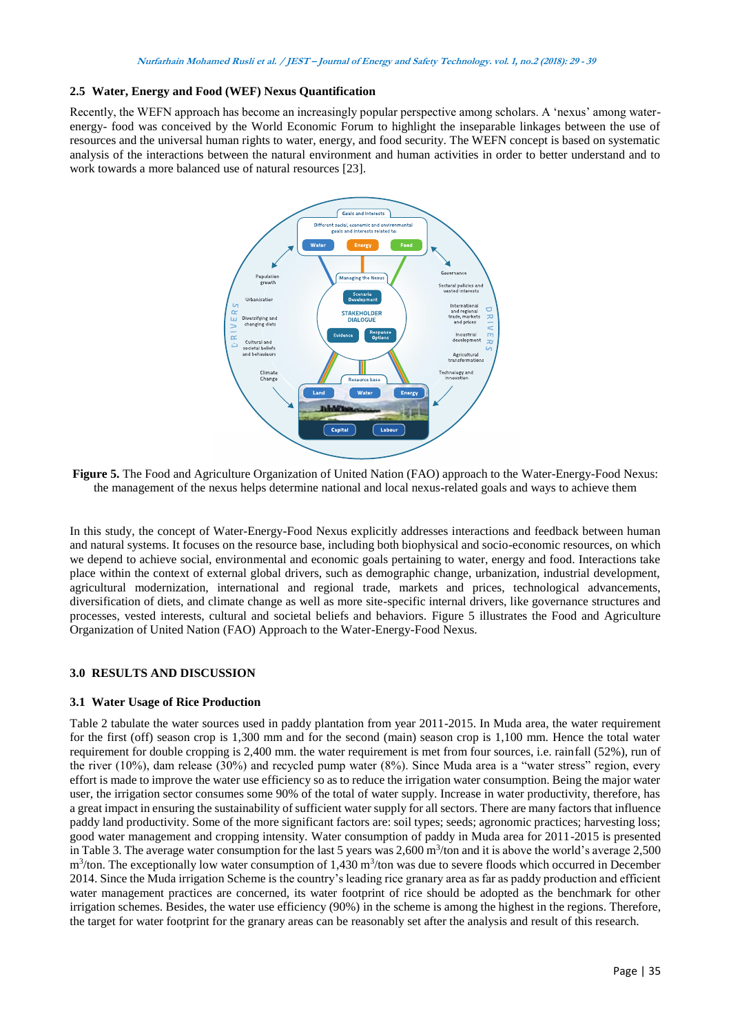### 2.5 Water, Energy and Food (WEF) Nexus Quantification

Recently, the WEFN approach has become an increasingly popular perspective among scholars. A 'nexus' among water-energy- food was conceived by the World Economic Forum to highlight the inseparable linkages between the use of resources and the universal human rights to water, energy, and food security. The WEFN concept is based on systematic analysis of the interactions between the natural environment and human activities in order to better understand and to work towards a more balanced use of natural resources [23].

**Figure 5.** The Food and Agriculture Organization of United Nation (FAO) approach to the Water-Energy-Food Nexus: the management of the nexus helps determine national and local nexus-related goals and ways to achieve them

In this study, the concept of Water-Energy-Food Nexus explicitly addresses interactions and feedback between human and natural systems. It focuses on the resource base, including both biophysical and socio-economic resources, on which we depend to achieve social, environmental and economic goals pertaining to water, energy and food. Interactions take place within the context of external global drivers, such as demographic change, urbanization, industrial development, agricultural modernization, international and regional trade, markets and prices, technological advancements, diversification of diets, and climate change as well as more site-specific internal drivers, like governance structures and processes, vested interests, cultural and societal beliefs and behaviors. Figure 5 illustrates the Food and Agriculture Organization of United Nation (FAO) Approach to the Water-Energy-Food Nexus.

## 3.0 RESULTS AND DISCUSSION

### 3.1 Water Usage of Rice Production

Table 2 tabulate the water sources used in paddy plantation from year 2011-2015. In Muda area, the water requirement for the first (off) season crop is 1,300 mm and for the second (main) season crop is 1,100 mm. Hence the total water requirement for double cropping is 2,400 mm. the water requirement is met from four sources, i.e. rainfall (52%), run of the river (10%), dam release (30%) and recycled pump water (8%). Since Muda area is a "water stress" region, every effort is made to improve the water use efficiency so as to reduce the irrigation water consumption. Being the major water user, the irrigation sector consumes some 90% of the total of water supply. Increase in water productivity, therefore, has a great impact in ensuring the sustainability of sufficient water supply for all sectors. There are many factors that influence paddy land productivity. Some of the more significant factors are: soil types; seeds; agronomic practices; harvesting loss; good water management and cropping intensity. Water consumption of paddy in Muda area for 2011-2015 is presented in Table 3. The average water consumption for the last 5 years was 2,600 $m^3$/ton and it is above the world's average 2,500 $m^3$/ton. The exceptionally low water consumption of 1,430 $m^3$/ton was due to severe floods which occurred in December 2014. Since the Muda irrigation Scheme is the country's leading rice granary area as far as paddy production and efficient water management practices are concerned, its water footprint of rice should be adopted as the benchmark for other irrigation schemes. Besides, the water use efficiency (90%) in the scheme is among the highest in the regions. Therefore, the target for water footprint for the granary areas can be reasonably set after the analysis and result of this research.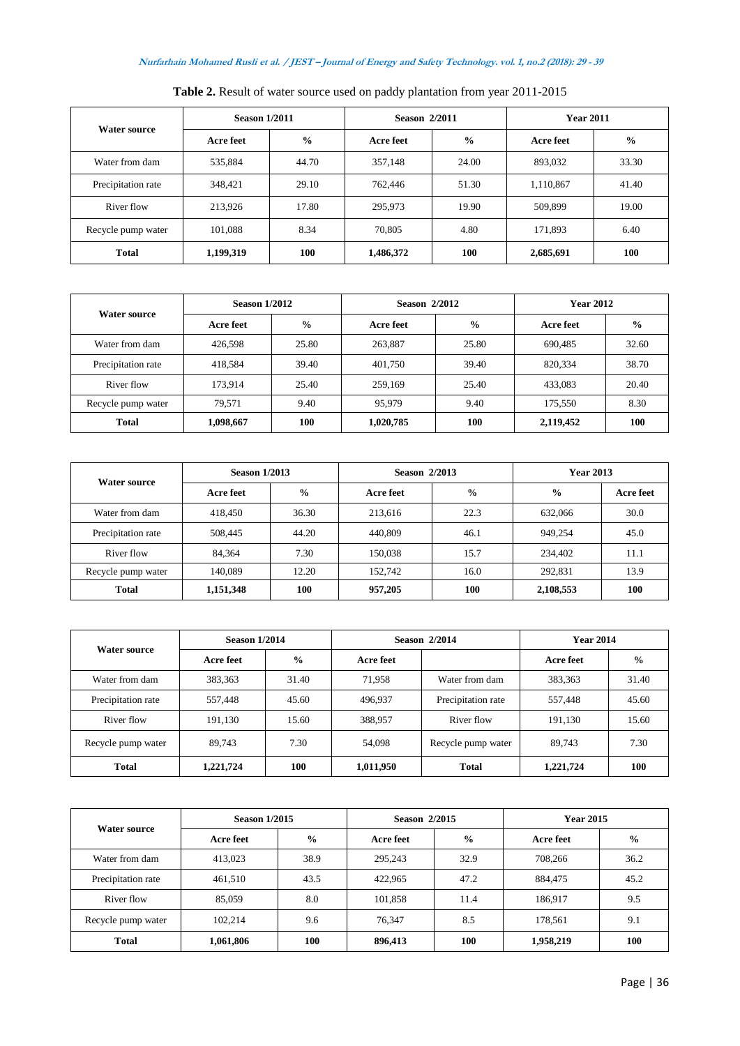**Table 2.** Result of water source used on paddy plantation from year 2011-2015

| Water source | Season 1/2011 | | Season 2/2011 | | Year 2011 | |
|---|---|---|---|---|---|---|
| | Acre feet | % | Acre feet | % | Acre feet | % |
| Water from dam | 535,884 | 44.70 | 357,148 | 24.00 | 893,032 | 33.30 |
| Precipitation rate | 348,421 | 29.10 | 762,446 | 51.30 | 1,110,867 | 41.40 |
| River flow | 213,926 | 17.80 | 295,973 | 19.90 | 509,899 | 19.00 |
| Recycle pump water | 101,088 | 8.34 | 70,805 | 4.80 | 171,893 | 6.40 |
| **Total** | **1,199,319** | **100** | **1,486,372** | **100** | **2,685,691** | **100** |

| Water source | Season 1/2012 | | Season 2/2012 | | Year 2012 | |
|---|---|---|---|---|---|---|
| | Acre feet | % | Acre feet | % | Acre feet | % |
| Water from dam | 426,598 | 25.80 | 263,887 | 25.80 | 690,485 | 32.60 |
| Precipitation rate | 418,584 | 39.40 | 401,750 | 39.40 | 820,334 | 38.70 |
| River flow | 173,914 | 25.40 | 259,169 | 25.40 | 433,083 | 20.40 |
| Recycle pump water | 79,571 | 9.40 | 95,979 | 9.40 | 175,550 | 8.30 |
| **Total** | **1,098,667** | **100** | **1,020,785** | **100** | **2,119,452** | **100** |

| Water source | Season 1/2013 | | Season 2/2013 | | Year 2013 | |
|---|---|---|---|---|---|---|
| | Acre feet | % | Acre feet | % | % | Acre feet |
| Water from dam | 418,450 | 36.30 | 213,616 | 22.3 | 632,066 | 30.0 |
| Precipitation rate | 508,445 | 44.20 | 440,809 | 46.1 | 949,254 | 45.0 |
| River flow | 84,364 | 7.30 | 150,038 | 15.7 | 234,402 | 11.1 |
| Recycle pump water | 140,089 | 12.20 | 152,742 | 16.0 | 292,831 | 13.9 |
| **Total** | **1,151,348** | **100** | **957,205** | **100** | **2,108,553** | **100** |

| Water source | Season 1/2014 | | Season 2/2014 | | Year 2014 | |
|---|---|---|---|---|---|---|
| | Acre feet | % | Acre feet | | Acre feet | % |
| Water from dam | 383,363 | 31.40 | 71,958 | Water from dam | 383,363 | 31.40 |
| Precipitation rate | 557,448 | 45.60 | 496,937 | Precipitation rate | 557,448 | 45.60 |
| River flow | 191,130 | 15.60 | 388,957 | River flow | 191,130 | 15.60 |
| Recycle pump water | 89,743 | 7.30 | 54,098 | Recycle pump water | 89,743 | 7.30 |
| **Total** | **1,221,724** | **100** | **1,011,950** | **Total** | **1,221,724** | **100** |

| Water source | Season 1/2015 | | Season 2/2015 | | Year 2015 | |
|---|---|---|---|---|---|---|
| | Acre feet | % | Acre feet | % | Acre feet | % |
| Water from dam | 413,023 | 38.9 | 295,243 | 32.9 | 708,266 | 36.2 |
| Precipitation rate | 461,510 | 43.5 | 422,965 | 47.2 | 884,475 | 45.2 |
| River flow | 85,059 | 8.0 | 101,858 | 11.4 | 186,917 | 9.5 |
| Recycle pump water | 102,214 | 9.6 | 76,347 | 8.5 | 178,561 | 9.1 |
| **Total** | **1,061,806** | **100** | **896,413** | **100** | **1,958,219** | **100** |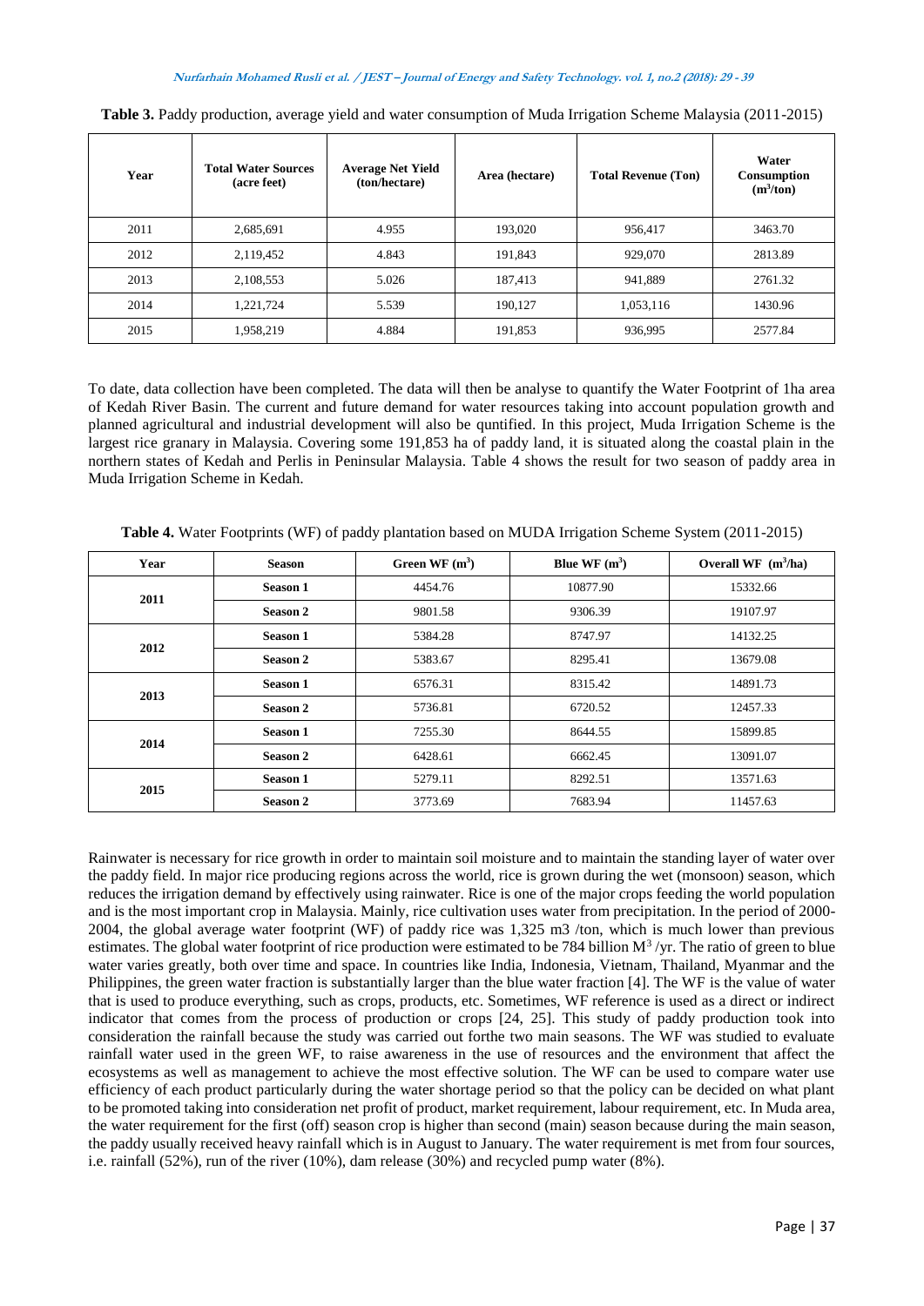**Table 3.** Paddy production, average yield and water consumption of Muda Irrigation Scheme Malaysia (2011-2015)

| Year | Total Water Sources (acre feet) | Average Net Yield (ton/hectare) | Area (hectare) | Total Revenue (Ton) | Water Consumption ($m^3$/ton) |
|---|---|---|---|---|---|
| 2011 | 2,685,691 | 4.955 | 193,020 | 956,417 | 3463.70 |
| 2012 | 2,119,452 | 4.843 | 191,843 | 929,070 | 2813.89 |
| 2013 | 2,108,553 | 5.026 | 187,413 | 941,889 | 2761.32 |
| 2014 | 1,221,724 | 5.539 | 190,127 | 1,053,116 | 1430.96 |
| 2015 | 1,958,219 | 4.884 | 191,853 | 936,995 | 2577.84 |

To date, data collection have been completed. The data will then be analyse to quantify the Water Footprint of 1ha area of Kedah River Basin. The current and future demand for water resources taking into account population growth and planned agricultural and industrial development will also be quntified. In this project, Muda Irrigation Scheme is the largest rice granary in Malaysia. Covering some 191,853 ha of paddy land, it is situated along the coastal plain in the northern states of Kedah and Perlis in Peninsular Malaysia. Table 4 shows the result for two season of paddy area in Muda Irrigation Scheme in Kedah.

**Table 4.** Water Footprints (WF) of paddy plantation based on MUDA Irrigation Scheme System (2011-2015)

| Year | Season | Green WF ($m^3$) | Blue WF ($m^3$) | Overall WF ($m^3$/ha) |
|---|---|---|---|---|
| 2011 | Season 1 | 4454.76 | 10877.90 | 15332.66 |
| | Season 2 | 9801.58 | 9306.39 | 19107.97 |
| 2012 | Season 1 | 5384.28 | 8747.97 | 14132.25 |
| | Season 2 | 5383.67 | 8295.41 | 13679.08 |
| 2013 | Season 1 | 6576.31 | 8315.42 | 14891.73 |
| | Season 2 | 5736.81 | 6720.52 | 12457.33 |
| 2014 | Season 1 | 7255.30 | 8644.55 | 15899.85 |
| | Season 2 | 6428.61 | 6662.45 | 13091.07 |
| 2015 | Season 1 | 5279.11 | 8292.51 | 13571.63 |
| | Season 2 | 3773.69 | 7683.94 | 11457.63 |

Rainwater is necessary for rice growth in order to maintain soil moisture and to maintain the standing layer of water over the paddy field. In major rice producing regions across the world, rice is grown during the wet (monsoon) season, which reduces the irrigation demand by effectively using rainwater. Rice is one of the major crops feeding the world population and is the most important crop in Malaysia. Mainly, rice cultivation uses water from precipitation. In the period of 2000-2004, the global average water footprint (WF) of paddy rice was 1,325 m3 /ton, which is much lower than previous estimates. The global water footprint of rice production were estimated to be 784 billion $M^3$ /yr. The ratio of green to blue water varies greatly, both over time and space. In countries like India, Indonesia, Vietnam, Thailand, Myanmar and the Philippines, the green water fraction is substantially larger than the blue water fraction [4]. The WF is the value of water that is used to produce everything, such as crops, products, etc. Sometimes, WF reference is used as a direct or indirect indicator that comes from the process of production or crops [24, 25]. This study of paddy production took into consideration the rainfall because the study was carried out forthe two main seasons. The WF was studied to evaluate rainfall water used in the green WF, to raise awareness in the use of resources and the environment that affect the ecosystems as well as management to achieve the most effective solution. The WF can be used to compare water use efficiency of each product particularly during the water shortage period so that the policy can be decided on what plant to be promoted taking into consideration net profit of product, market requirement, labour requirement, etc. In Muda area, the water requirement for the first (off) season crop is higher than second (main) season because during the main season, the paddy usually received heavy rainfall which is in August to January. The water requirement is met from four sources, i.e. rainfall (52%), run of the river (10%), dam release (30%) and recycled pump water (8%).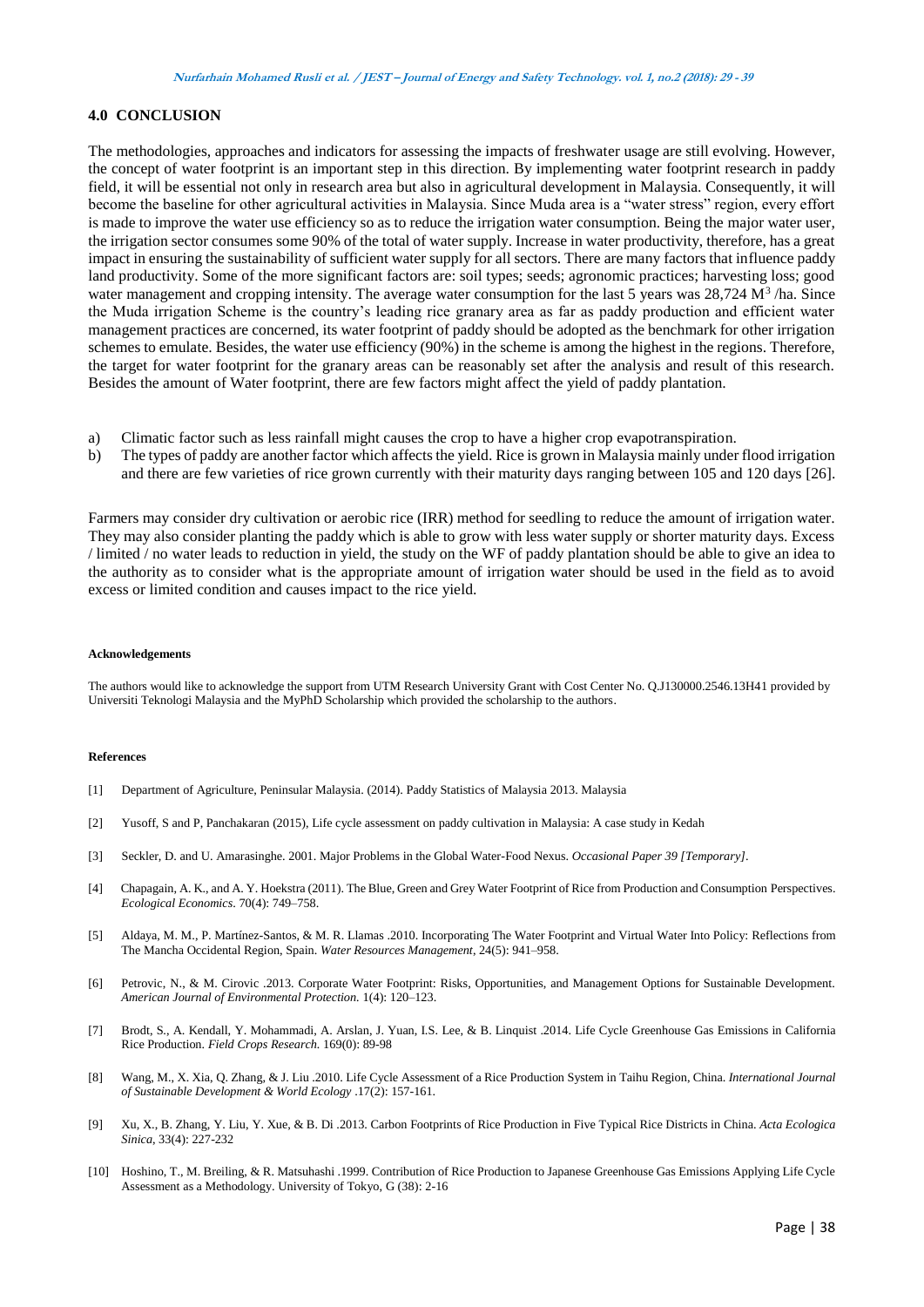## 4.0 CONCLUSION

The methodologies, approaches and indicators for assessing the impacts of freshwater usage are still evolving. However, the concept of water footprint is an important step in this direction. By implementing water footprint research in paddy field, it will be essential not only in research area but also in agricultural development in Malaysia. Consequently, it will become the baseline for other agricultural activities in Malaysia. Since Muda area is a "water stress" region, every effort is made to improve the water use efficiency so as to reduce the irrigation water consumption. Being the major water user, the irrigation sector consumes some 90% of the total of water supply. Increase in water productivity, therefore, has a great impact in ensuring the sustainability of sufficient water supply for all sectors. There are many factors that influence paddy land productivity. Some of the more significant factors are: soil types; seeds; agronomic practices; harvesting loss; good water management and cropping intensity. The average water consumption for the last 5 years was 28,724 $M^3$ /ha. Since the Muda irrigation Scheme is the country's leading rice granary area as far as paddy production and efficient water management practices are concerned, its water footprint of paddy should be adopted as the benchmark for other irrigation schemes to emulate. Besides, the water use efficiency (90%) in the scheme is among the highest in the regions. Therefore, the target for water footprint for the granary areas can be reasonably set after the analysis and result of this research. Besides the amount of Water footprint, there are few factors might affect the yield of paddy plantation.

a) Climatic factor such as less rainfall might causes the crop to have a higher crop evapotranspiration.
b) The types of paddy are another factor which affects the yield. Rice is grown in Malaysia mainly under flood irrigation and there are few varieties of rice grown currently with their maturity days ranging between 105 and 120 days [26].

Farmers may consider dry cultivation or aerobic rice (IRR) method for seedling to reduce the amount of irrigation water. They may also consider planting the paddy which is able to grow with less water supply or shorter maturity days. Excess / limited / no water leads to reduction in yield, the study on the WF of paddy plantation should be able to give an idea to the authority as to consider what is the appropriate amount of irrigation water should be used in the field as to avoid excess or limited condition and causes impact to the rice yield.

#### Acknowledgements

The authors would like to acknowledge the support from UTM Research University Grant with Cost Center No. Q.J130000.2546.13H41 provided by Universiti Teknologi Malaysia and the MyPhD Scholarship which provided the scholarship to the authors.

#### References

[1] Department of Agriculture, Peninsular Malaysia. (2014). Paddy Statistics of Malaysia 2013. Malaysia

[2] Yusoff, S and P, Panchakaran (2015), Life cycle assessment on paddy cultivation in Malaysia: A case study in Kedah

[3] Seckler, D. and U. Amarasinghe. 2001. Major Problems in the Global Water-Food Nexus. *Occasional Paper 39 [Temporary]*.

[4] Chapagain, A. K., and A. Y. Hoekstra (2011). The Blue, Green and Grey Water Footprint of Rice from Production and Consumption Perspectives. *Ecological Economics*. 70(4): 749–758.

[5] Aldaya, M. M., P. Martínez-Santos, & M. R. Llamas .2010. Incorporating The Water Footprint and Virtual Water Into Policy: Reflections from The Mancha Occidental Region, Spain. *Water Resources Management*, 24(5): 941–958.

[6] Petrovic, N., & M. Cirovic .2013. Corporate Water Footprint: Risks, Opportunities, and Management Options for Sustainable Development. *American Journal of Environmental Protection.* 1(4): 120–123.

[7] Brodt, S., A. Kendall, Y. Mohammadi, A. Arslan, J. Yuan, I.S. Lee, & B. Linquist .2014. Life Cycle Greenhouse Gas Emissions in California Rice Production. *Field Crops Research.* 169(0): 89-98

[8] Wang, M., X. Xia, Q. Zhang, & J. Liu .2010. Life Cycle Assessment of a Rice Production System in Taihu Region, China. *International Journal of Sustainable Development & World Ecology* .17(2): 157-161.

[9] Xu, X., B. Zhang, Y. Liu, Y. Xue, & B. Di .2013. Carbon Footprints of Rice Production in Five Typical Rice Districts in China. *Acta Ecologica Sinica*, 33(4): 227-232

[10] Hoshino, T., M. Breiling, & R. Matsuhashi .1999. Contribution of Rice Production to Japanese Greenhouse Gas Emissions Applying Life Cycle Assessment as a Methodology. University of Tokyo, G (38): 2-16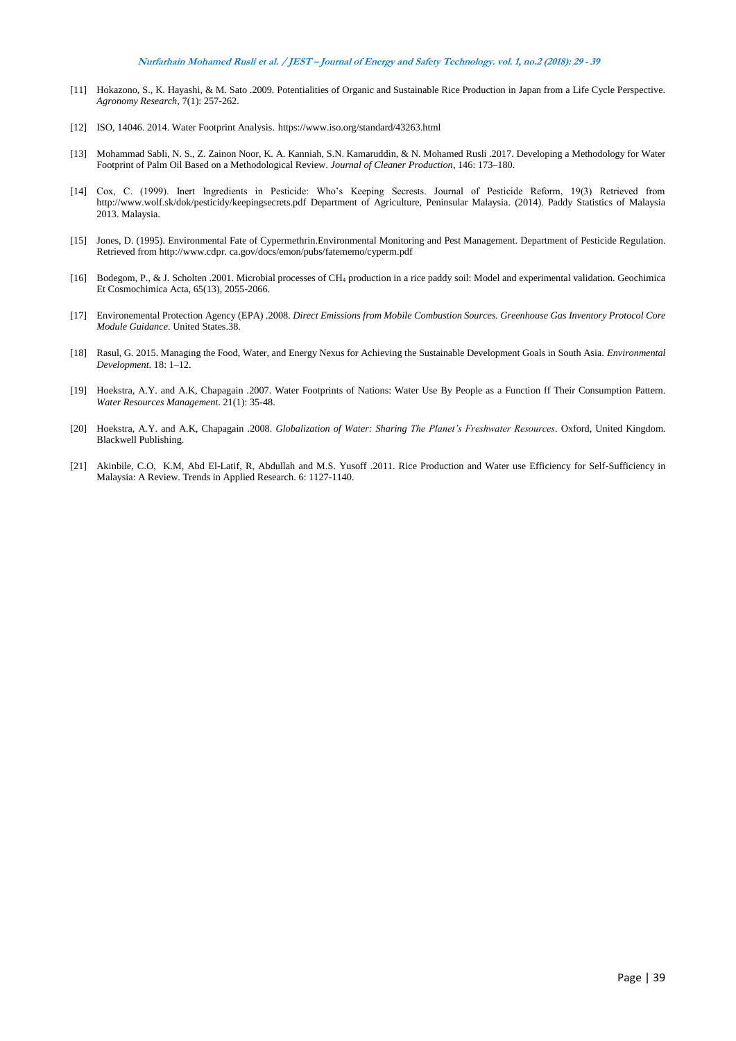[11] Hokazono, S., K. Hayashi, & M. Sato .2009. Potentialities of Organic and Sustainable Rice Production in Japan from a Life Cycle Perspective. *Agronomy Research*, 7(1): 257-262.

[12] ISO, 14046. 2014. Water Footprint Analysis. https://www.iso.org/standard/43263.html

[13] Mohammad Sabli, N. S., Z. Zainon Noor, K. A. Kanniah, S.N. Kamaruddin, & N. Mohamed Rusli .2017. Developing a Methodology for Water Footprint of Palm Oil Based on a Methodological Review. *Journal of Cleaner Production*, 146: 173–180.

[14] Cox, C. (1999). Inert Ingredients in Pesticide: Who's Keeping Secrests. Journal of Pesticide Reform, 19(3) Retrieved from http://www.wolf.sk/dok/pesticidy/keepingsecrets.pdf Department of Agriculture, Peninsular Malaysia. (2014). Paddy Statistics of Malaysia 2013. Malaysia.

[15] Jones, D. (1995). Environmental Fate of Cypermethrin.Environmental Monitoring and Pest Management. Department of Pesticide Regulation. Retrieved from http://www.cdpr. ca.gov/docs/emon/pubs/fatememo/cyperm.pdf

[16] Bodegom, P., & J. Scholten .2001. Microbial processes of $CH_4$ production in a rice paddy soil: Model and experimental validation. Geochimica Et Cosmochimica Acta, 65(13), 2055-2066.

[17] Environemental Protection Agency (EPA) .2008. *Direct Emissions from Mobile Combustion Sources. Greenhouse Gas Inventory Protocol Core Module Guidance*. United States.38.

[18] Rasul, G. 2015. Managing the Food, Water, and Energy Nexus for Achieving the Sustainable Development Goals in South Asia. *Environmental Development*. 18: 1–12.

[19] Hoekstra, A.Y. and A.K, Chapagain .2007. Water Footprints of Nations: Water Use By People as a Function ff Their Consumption Pattern. *Water Resources Management*. 21(1): 35-48.

[20] Hoekstra, A.Y. and A.K, Chapagain .2008. *Globalization of Water: Sharing The Planet's Freshwater Resources*. Oxford, United Kingdom. Blackwell Publishing.

[21] Akinbile, C.O, K.M, Abd El-Latif, R, Abdullah and M.S. Yusoff .2011. Rice Production and Water use Efficiency for Self-Sufficiency in Malaysia: A Review. Trends in Applied Research. 6: 1127-1140.